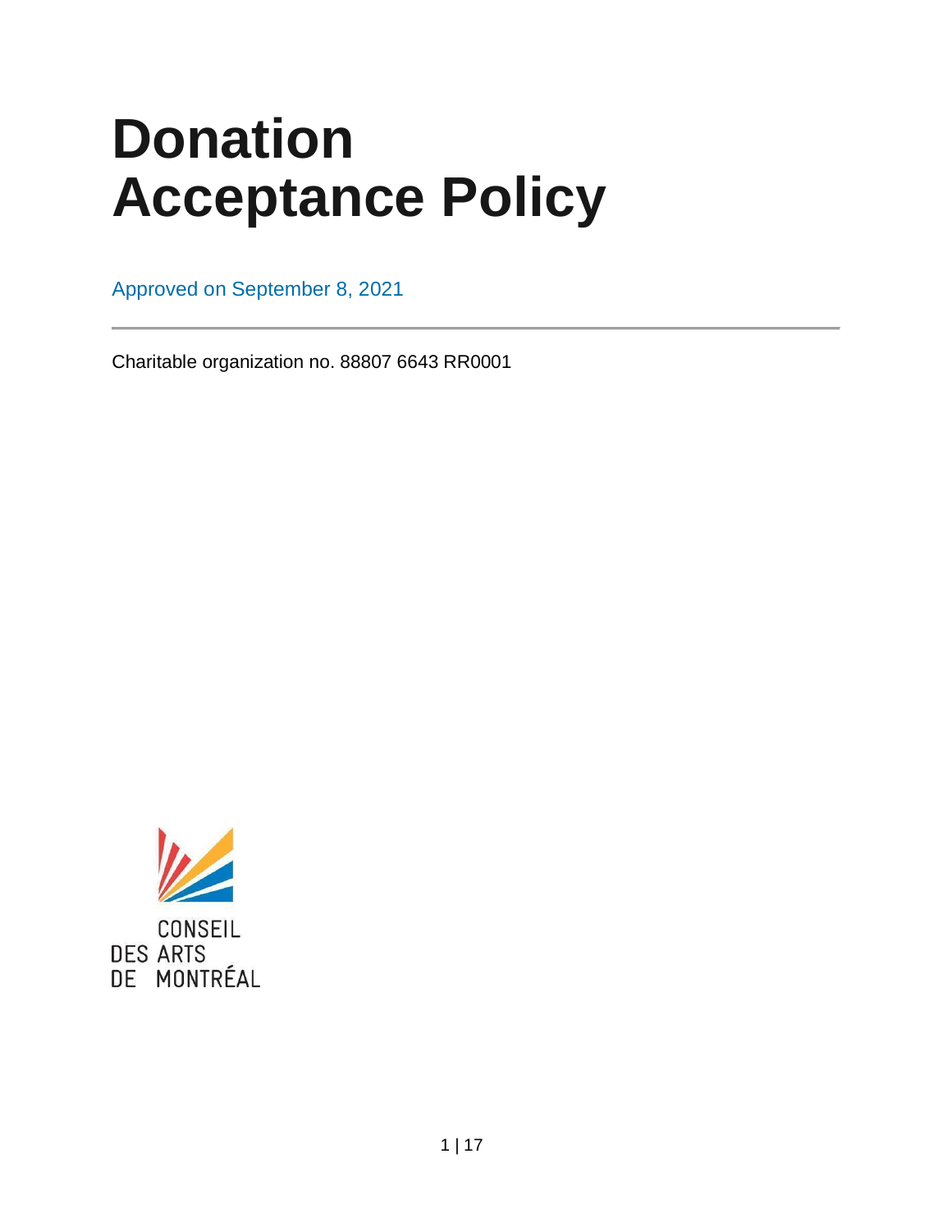# Donation Acceptance Policy

Approved on September 8, 2021

---

Charitable organization no. 88807 6643 RR0001

CONSEIL
DES ARTS
DE MONTRÉAL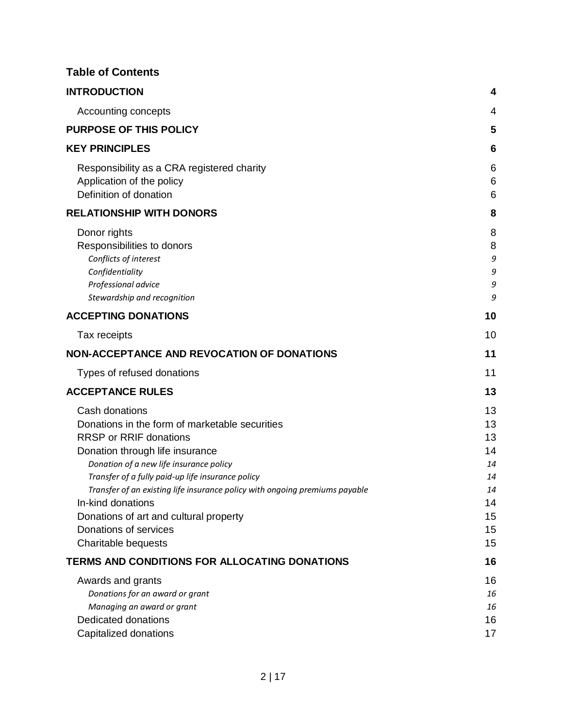## Table of Contents

| | |
|---|---|
| **INTRODUCTION** | **4** |
| Accounting concepts | 4 |
| **PURPOSE OF THIS POLICY** | **5** |
| **KEY PRINCIPLES** | **6** |
| Responsibility as a CRA registered charity | 6 |
| Application of the policy | 6 |
| Definition of donation | 6 |
| **RELATIONSHIP WITH DONORS** | **8** |
| Donor rights | 8 |
| Responsibilities to donors | 8 |
| *Conflicts of interest* | *9* |
| *Confidentiality* | *9* |
| *Professional advice* | *9* |
| *Stewardship and recognition* | *9* |
| **ACCEPTING DONATIONS** | **10** |
| Tax receipts | 10 |
| **NON-ACCEPTANCE AND REVOCATION OF DONATIONS** | **11** |
| Types of refused donations | 11 |
| **ACCEPTANCE RULES** | **13** |
| Cash donations | 13 |
| Donations in the form of marketable securities | 13 |
| RRSP or RRIF donations | 13 |
| Donation through life insurance | 14 |
| *Donation of a new life insurance policy* | *14* |
| *Transfer of a fully paid-up life insurance policy* | *14* |
| *Transfer of an existing life insurance policy with ongoing premiums payable* | *14* |
| In-kind donations | 14 |
| Donations of art and cultural property | 15 |
| Donations of services | 15 |
| Charitable bequests | 15 |
| **TERMS AND CONDITIONS FOR ALLOCATING DONATIONS** | **16** |
| Awards and grants | 16 |
| *Donations for an award or grant* | *16* |
| *Managing an award or grant* | *16* |
| Dedicated donations | 16 |
| Capitalized donations | 17 |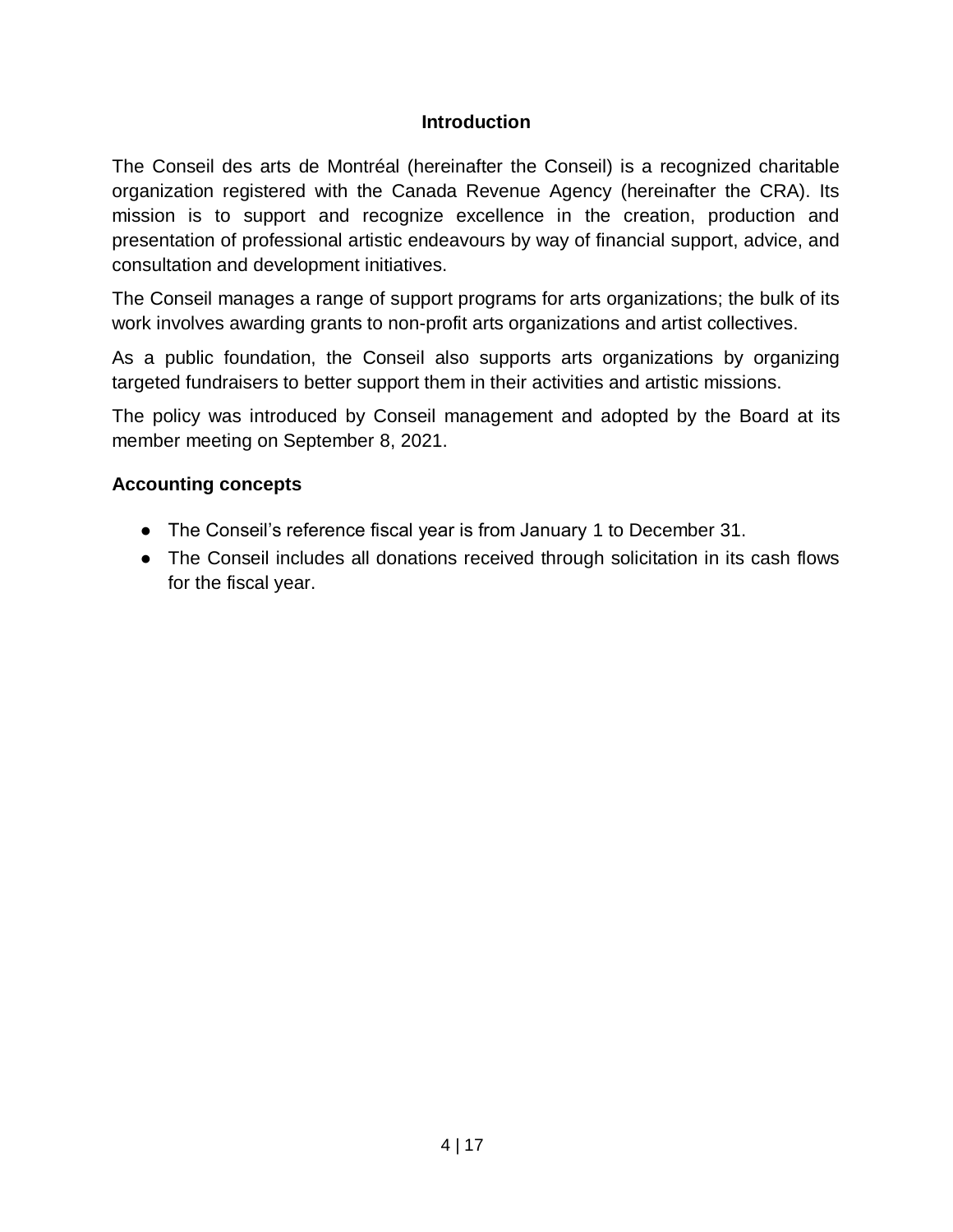## Introduction

The Conseil des arts de Montréal (hereinafter the Conseil) is a recognized charitable organization registered with the Canada Revenue Agency (hereinafter the CRA). Its mission is to support and recognize excellence in the creation, production and presentation of professional artistic endeavours by way of financial support, advice, and consultation and development initiatives.

The Conseil manages a range of support programs for arts organizations; the bulk of its work involves awarding grants to non-profit arts organizations and artist collectives.

As a public foundation, the Conseil also supports arts organizations by organizing targeted fundraisers to better support them in their activities and artistic missions.

The policy was introduced by Conseil management and adopted by the Board at its member meeting on September 8, 2021.

### Accounting concepts

- The Conseil's reference fiscal year is from January 1 to December 31.
- The Conseil includes all donations received through solicitation in its cash flows for the fiscal year.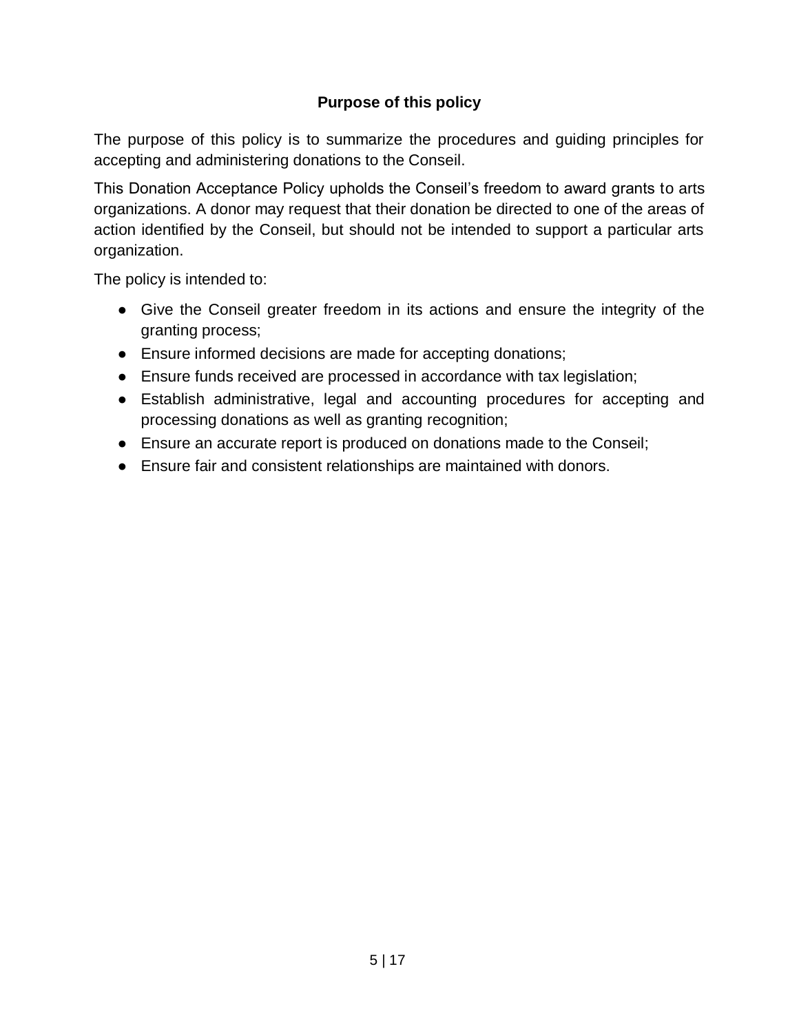## Purpose of this policy

The purpose of this policy is to summarize the procedures and guiding principles for accepting and administering donations to the Conseil.

This Donation Acceptance Policy upholds the Conseil's freedom to award grants to arts organizations. A donor may request that their donation be directed to one of the areas of action identified by the Conseil, but should not be intended to support a particular arts organization.

The policy is intended to:

- Give the Conseil greater freedom in its actions and ensure the integrity of the granting process;
- Ensure informed decisions are made for accepting donations;
- Ensure funds received are processed in accordance with tax legislation;
- Establish administrative, legal and accounting procedures for accepting and processing donations as well as granting recognition;
- Ensure an accurate report is produced on donations made to the Conseil;
- Ensure fair and consistent relationships are maintained with donors.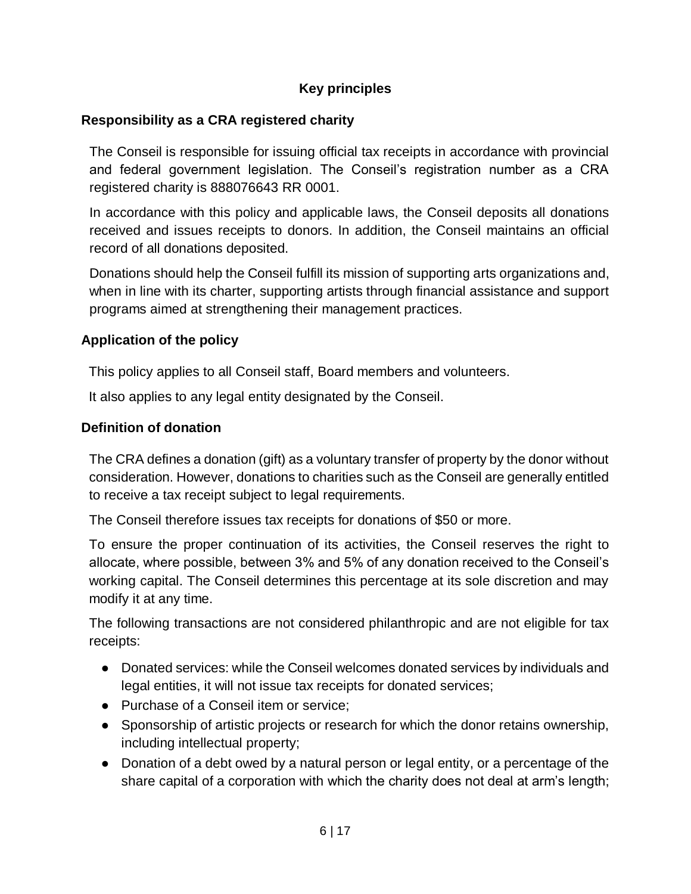## Key principles

### Responsibility as a CRA registered charity

The Conseil is responsible for issuing official tax receipts in accordance with provincial and federal government legislation. The Conseil's registration number as a CRA registered charity is 888076643 RR 0001.

In accordance with this policy and applicable laws, the Conseil deposits all donations received and issues receipts to donors. In addition, the Conseil maintains an official record of all donations deposited.

Donations should help the Conseil fulfill its mission of supporting arts organizations and, when in line with its charter, supporting artists through financial assistance and support programs aimed at strengthening their management practices.

### Application of the policy

This policy applies to all Conseil staff, Board members and volunteers.

It also applies to any legal entity designated by the Conseil.

### Definition of donation

The CRA defines a donation (gift) as a voluntary transfer of property by the donor without consideration. However, donations to charities such as the Conseil are generally entitled to receive a tax receipt subject to legal requirements.

The Conseil therefore issues tax receipts for donations of $50 or more.

To ensure the proper continuation of its activities, the Conseil reserves the right to allocate, where possible, between 3% and 5% of any donation received to the Conseil's working capital. The Conseil determines this percentage at its sole discretion and may modify it at any time.

The following transactions are not considered philanthropic and are not eligible for tax receipts:

- Donated services: while the Conseil welcomes donated services by individuals and legal entities, it will not issue tax receipts for donated services;
- Purchase of a Conseil item or service;
- Sponsorship of artistic projects or research for which the donor retains ownership, including intellectual property;
- Donation of a debt owed by a natural person or legal entity, or a percentage of the share capital of a corporation with which the charity does not deal at arm's length;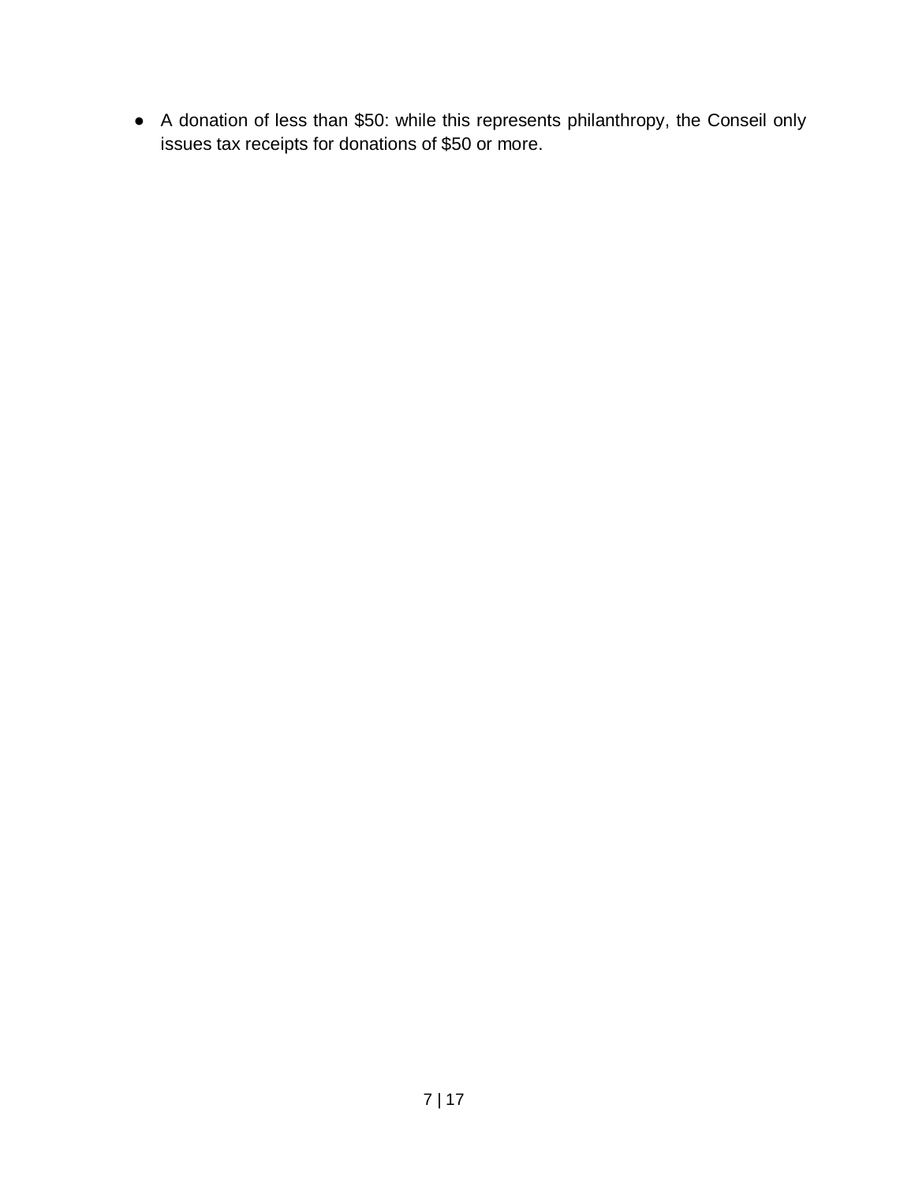- A donation of less than $50: while this represents philanthropy, the Conseil only issues tax receipts for donations of $50 or more.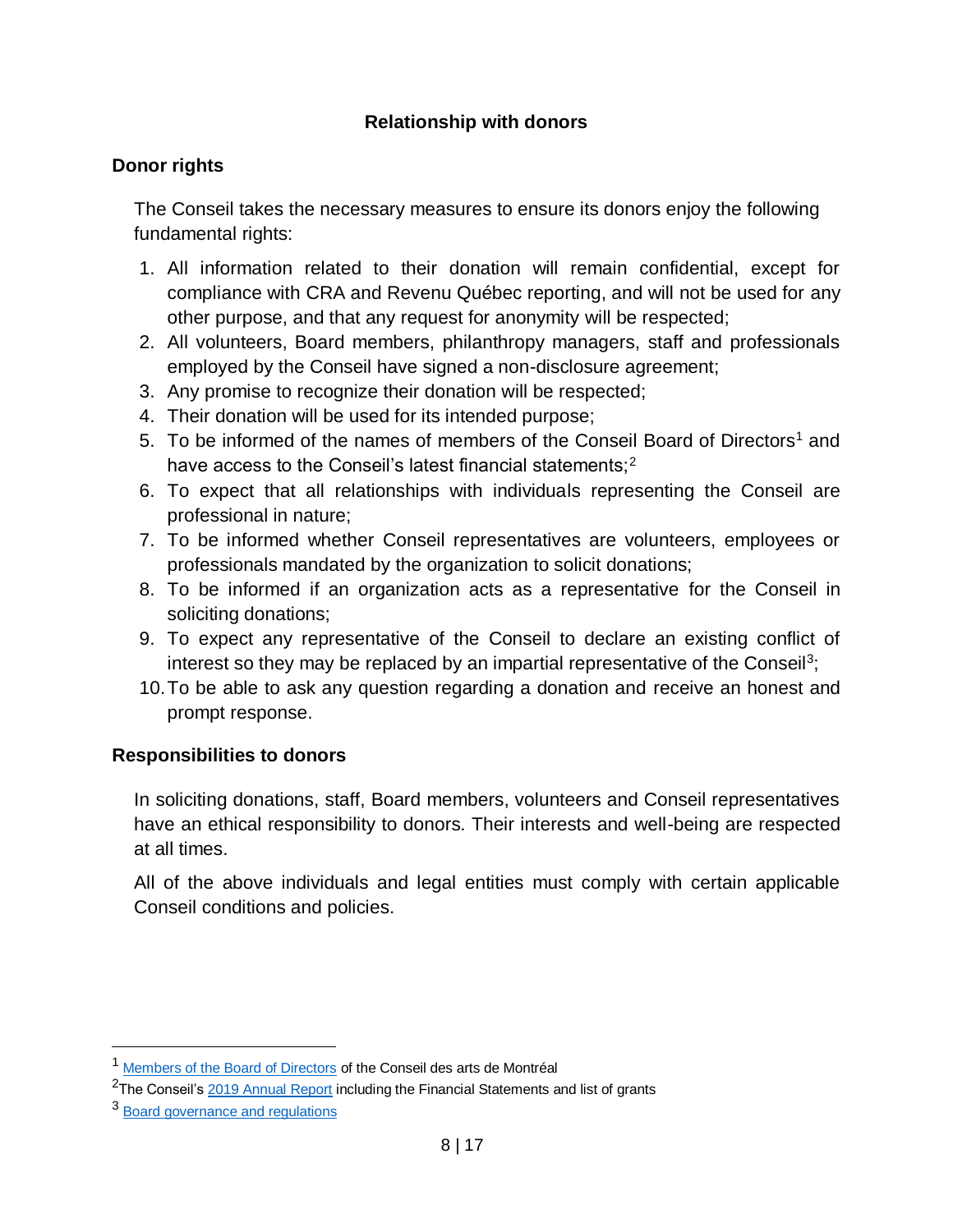## Relationship with donors

### Donor rights

The Conseil takes the necessary measures to ensure its donors enjoy the following fundamental rights:

1. All information related to their donation will remain confidential, except for compliance with CRA and Revenu Québec reporting, and will not be used for any other purpose, and that any request for anonymity will be respected;
2. All volunteers, Board members, philanthropy managers, staff and professionals employed by the Conseil have signed a non-disclosure agreement;
3. Any promise to recognize their donation will be respected;
4. Their donation will be used for its intended purpose;
5. To be informed of the names of members of the Conseil Board of Directors[1] and have access to the Conseil's latest financial statements;[2]
6. To expect that all relationships with individuals representing the Conseil are professional in nature;
7. To be informed whether Conseil representatives are volunteers, employees or professionals mandated by the organization to solicit donations;
8. To be informed if an organization acts as a representative for the Conseil in soliciting donations;
9. To expect any representative of the Conseil to declare an existing conflict of interest so they may be replaced by an impartial representative of the Conseil[3];
10. To be able to ask any question regarding a donation and receive an honest and prompt response.

### Responsibilities to donors

In soliciting donations, staff, Board members, volunteers and Conseil representatives have an ethical responsibility to donors. Their interests and well-being are respected at all times.

All of the above individuals and legal entities must comply with certain applicable Conseil conditions and policies.

---

[1] Members of the Board of Directors of the Conseil des arts de Montréal

[2] The Conseil's 2019 Annual Report including the Financial Statements and list of grants

[3] Board governance and regulations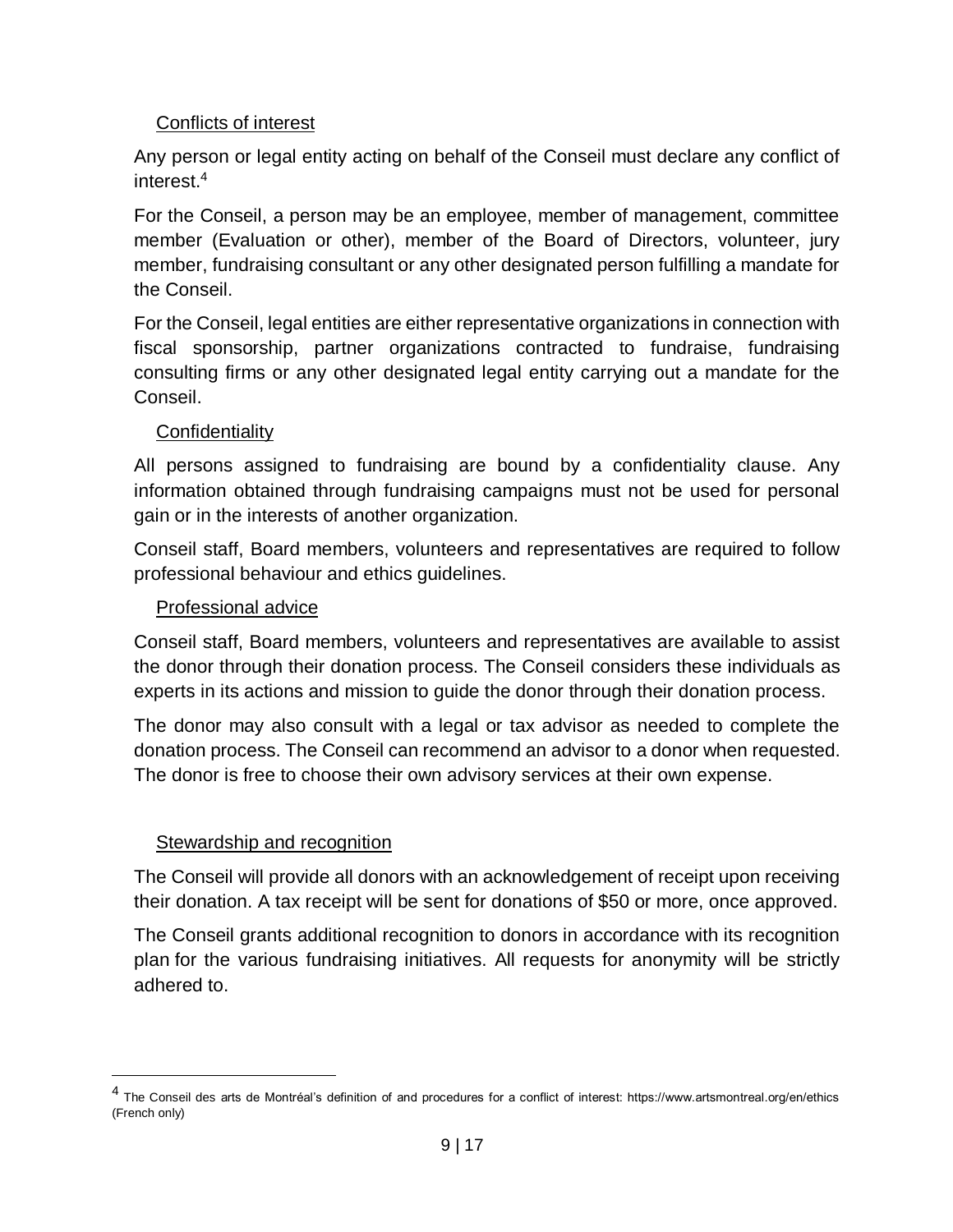### Conflicts of interest

Any person or legal entity acting on behalf of the Conseil must declare any conflict of interest.[4]

For the Conseil, a person may be an employee, member of management, committee member (Evaluation or other), member of the Board of Directors, volunteer, jury member, fundraising consultant or any other designated person fulfilling a mandate for the Conseil.

For the Conseil, legal entities are either representative organizations in connection with fiscal sponsorship, partner organizations contracted to fundraise, fundraising consulting firms or any other designated legal entity carrying out a mandate for the Conseil.

### Confidentiality

All persons assigned to fundraising are bound by a confidentiality clause. Any information obtained through fundraising campaigns must not be used for personal gain or in the interests of another organization.

Conseil staff, Board members, volunteers and representatives are required to follow professional behaviour and ethics guidelines.

### Professional advice

Conseil staff, Board members, volunteers and representatives are available to assist the donor through their donation process. The Conseil considers these individuals as experts in its actions and mission to guide the donor through their donation process.

The donor may also consult with a legal or tax advisor as needed to complete the donation process. The Conseil can recommend an advisor to a donor when requested. The donor is free to choose their own advisory services at their own expense.

### Stewardship and recognition

The Conseil will provide all donors with an acknowledgement of receipt upon receiving their donation. A tax receipt will be sent for donations of $50 or more, once approved.

The Conseil grants additional recognition to donors in accordance with its recognition plan for the various fundraising initiatives. All requests for anonymity will be strictly adhered to.

---

[4] The Conseil des arts de Montréal's definition of and procedures for a conflict of interest: https://www.artsmontreal.org/en/ethics (French only)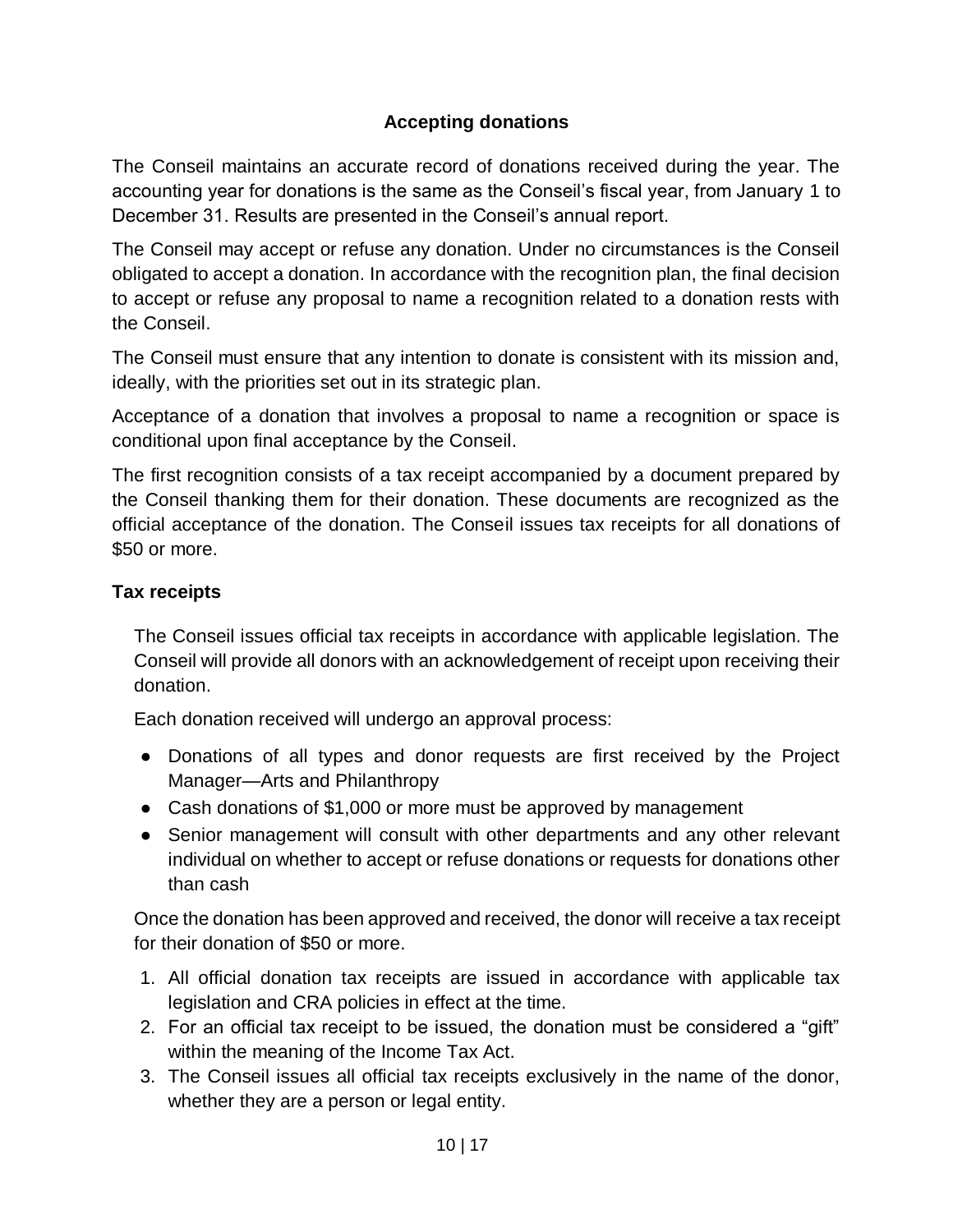## Accepting donations

The Conseil maintains an accurate record of donations received during the year. The accounting year for donations is the same as the Conseil's fiscal year, from January 1 to December 31. Results are presented in the Conseil's annual report.

The Conseil may accept or refuse any donation. Under no circumstances is the Conseil obligated to accept a donation. In accordance with the recognition plan, the final decision to accept or refuse any proposal to name a recognition related to a donation rests with the Conseil.

The Conseil must ensure that any intention to donate is consistent with its mission and, ideally, with the priorities set out in its strategic plan.

Acceptance of a donation that involves a proposal to name a recognition or space is conditional upon final acceptance by the Conseil.

The first recognition consists of a tax receipt accompanied by a document prepared by the Conseil thanking them for their donation. These documents are recognized as the official acceptance of the donation. The Conseil issues tax receipts for all donations of $50 or more.

### Tax receipts

The Conseil issues official tax receipts in accordance with applicable legislation. The Conseil will provide all donors with an acknowledgement of receipt upon receiving their donation.

Each donation received will undergo an approval process:

- Donations of all types and donor requests are first received by the Project Manager—Arts and Philanthropy
- Cash donations of $1,000 or more must be approved by management
- Senior management will consult with other departments and any other relevant individual on whether to accept or refuse donations or requests for donations other than cash

Once the donation has been approved and received, the donor will receive a tax receipt for their donation of $50 or more.

1. All official donation tax receipts are issued in accordance with applicable tax legislation and CRA policies in effect at the time.
2. For an official tax receipt to be issued, the donation must be considered a "gift" within the meaning of the Income Tax Act.
3. The Conseil issues all official tax receipts exclusively in the name of the donor, whether they are a person or legal entity.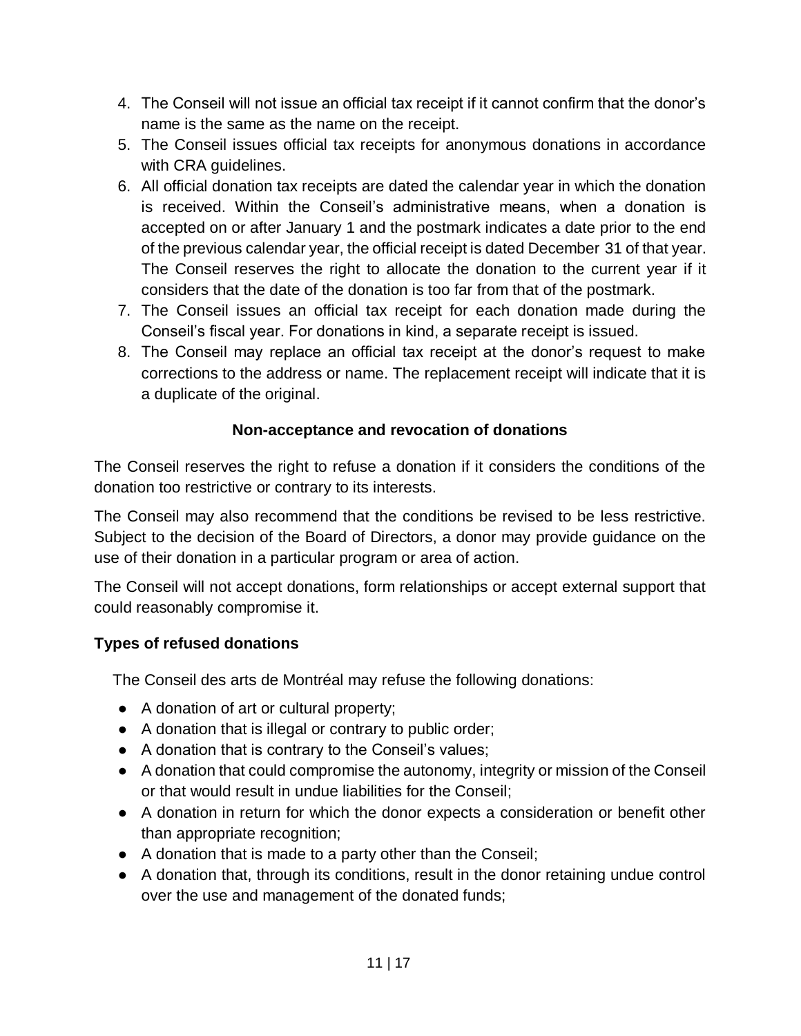4. The Conseil will not issue an official tax receipt if it cannot confirm that the donor's name is the same as the name on the receipt.
5. The Conseil issues official tax receipts for anonymous donations in accordance with CRA guidelines.
6. All official donation tax receipts are dated the calendar year in which the donation is received. Within the Conseil's administrative means, when a donation is accepted on or after January 1 and the postmark indicates a date prior to the end of the previous calendar year, the official receipt is dated December 31 of that year. The Conseil reserves the right to allocate the donation to the current year if it considers that the date of the donation is too far from that of the postmark.
7. The Conseil issues an official tax receipt for each donation made during the Conseil's fiscal year. For donations in kind, a separate receipt is issued.
8. The Conseil may replace an official tax receipt at the donor's request to make corrections to the address or name. The replacement receipt will indicate that it is a duplicate of the original.

### Non-acceptance and revocation of donations

The Conseil reserves the right to refuse a donation if it considers the conditions of the donation too restrictive or contrary to its interests.

The Conseil may also recommend that the conditions be revised to be less restrictive. Subject to the decision of the Board of Directors, a donor may provide guidance on the use of their donation in a particular program or area of action.

The Conseil will not accept donations, form relationships or accept external support that could reasonably compromise it.

### Types of refused donations

The Conseil des arts de Montréal may refuse the following donations:

- A donation of art or cultural property;
- A donation that is illegal or contrary to public order;
- A donation that is contrary to the Conseil's values;
- A donation that could compromise the autonomy, integrity or mission of the Conseil or that would result in undue liabilities for the Conseil;
- A donation in return for which the donor expects a consideration or benefit other than appropriate recognition;
- A donation that is made to a party other than the Conseil;
- A donation that, through its conditions, result in the donor retaining undue control over the use and management of the donated funds;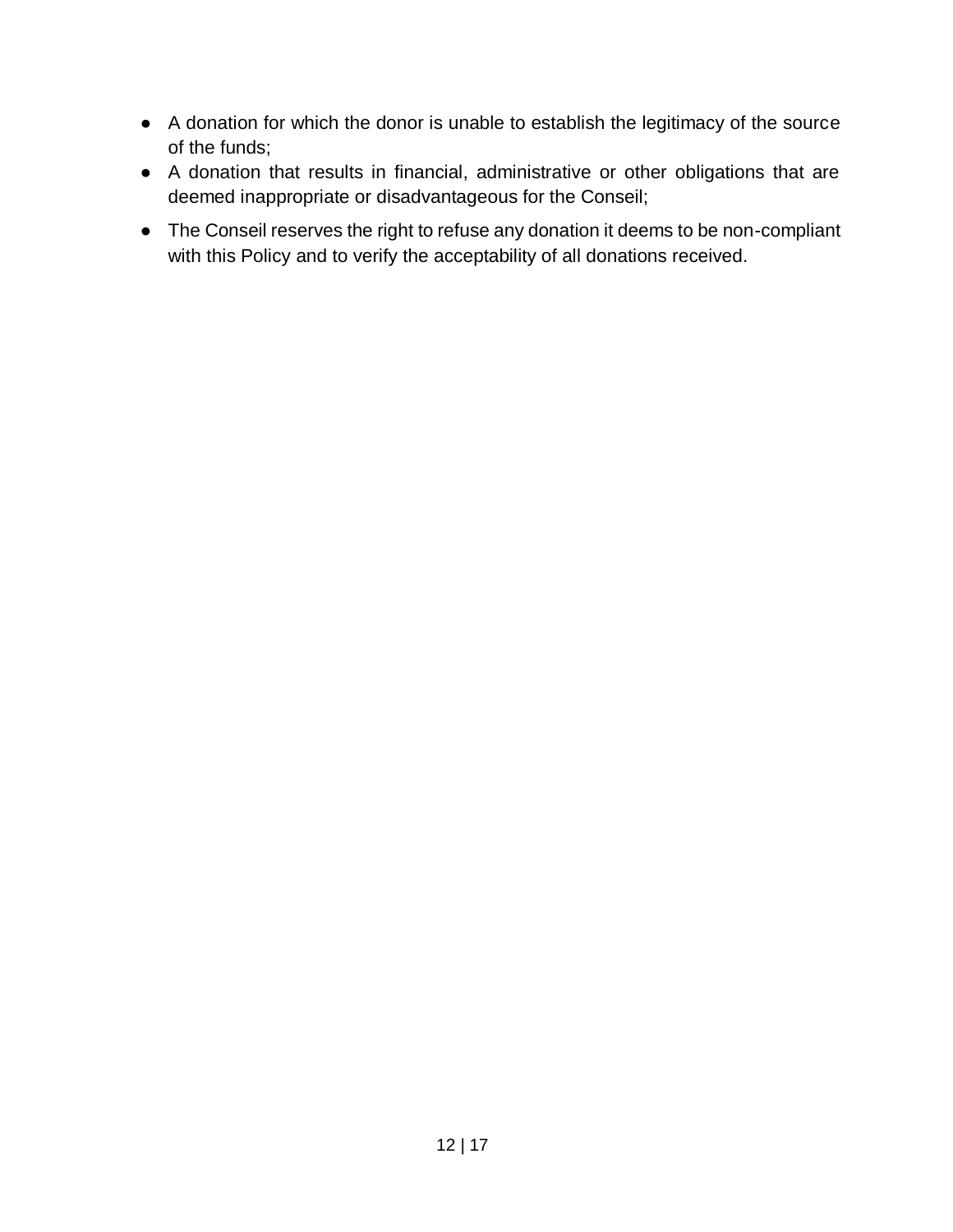- A donation for which the donor is unable to establish the legitimacy of the source of the funds;
- A donation that results in financial, administrative or other obligations that are deemed inappropriate or disadvantageous for the Conseil;
- The Conseil reserves the right to refuse any donation it deems to be non-compliant with this Policy and to verify the acceptability of all donations received.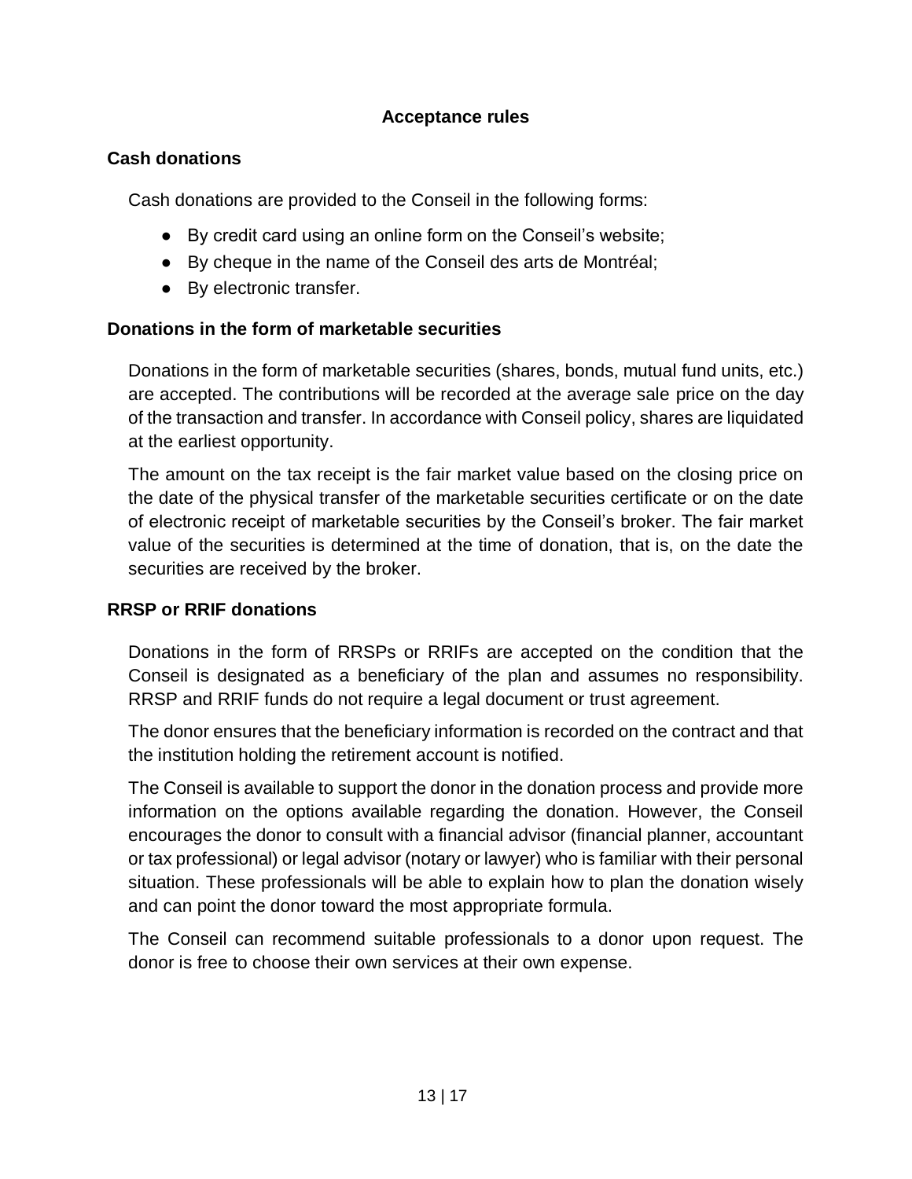## Acceptance rules

### Cash donations

Cash donations are provided to the Conseil in the following forms:

- By credit card using an online form on the Conseil's website;
- By cheque in the name of the Conseil des arts de Montréal;
- By electronic transfer.

### Donations in the form of marketable securities

Donations in the form of marketable securities (shares, bonds, mutual fund units, etc.) are accepted. The contributions will be recorded at the average sale price on the day of the transaction and transfer. In accordance with Conseil policy, shares are liquidated at the earliest opportunity.

The amount on the tax receipt is the fair market value based on the closing price on the date of the physical transfer of the marketable securities certificate or on the date of electronic receipt of marketable securities by the Conseil's broker. The fair market value of the securities is determined at the time of donation, that is, on the date the securities are received by the broker.

### RRSP or RRIF donations

Donations in the form of RRSPs or RRIFs are accepted on the condition that the Conseil is designated as a beneficiary of the plan and assumes no responsibility. RRSP and RRIF funds do not require a legal document or trust agreement.

The donor ensures that the beneficiary information is recorded on the contract and that the institution holding the retirement account is notified.

The Conseil is available to support the donor in the donation process and provide more information on the options available regarding the donation. However, the Conseil encourages the donor to consult with a financial advisor (financial planner, accountant or tax professional) or legal advisor (notary or lawyer) who is familiar with their personal situation. These professionals will be able to explain how to plan the donation wisely and can point the donor toward the most appropriate formula.

The Conseil can recommend suitable professionals to a donor upon request. The donor is free to choose their own services at their own expense.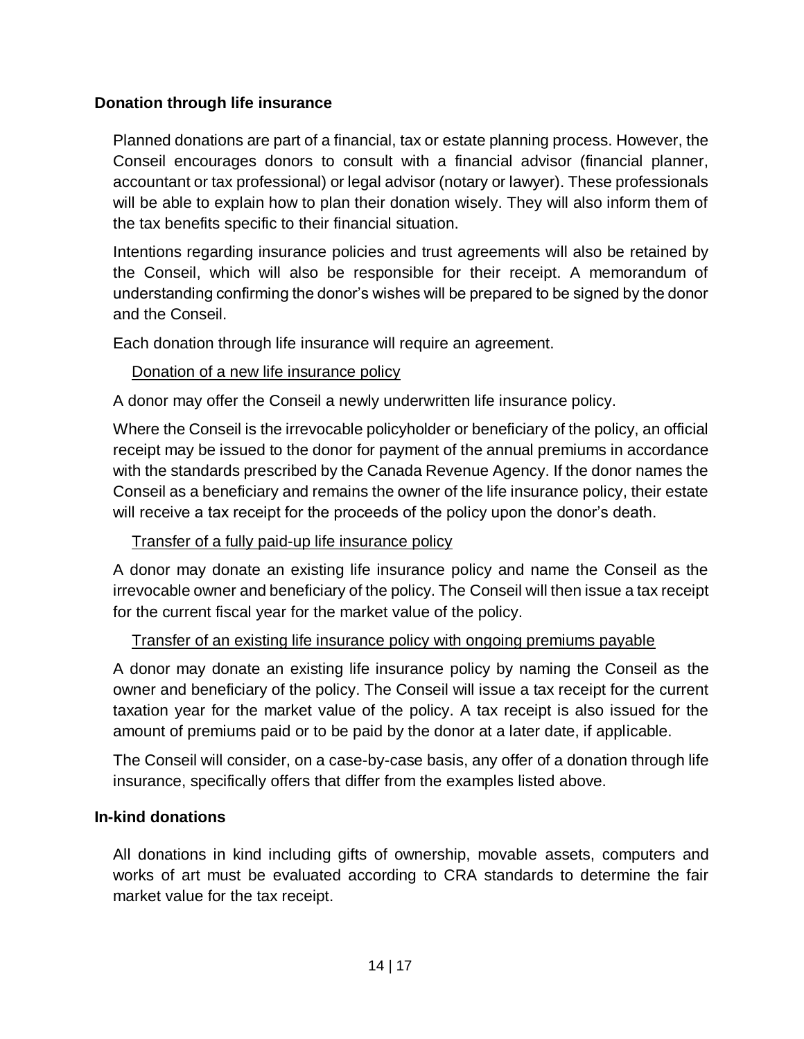## Donation through life insurance

Planned donations are part of a financial, tax or estate planning process. However, the Conseil encourages donors to consult with a financial advisor (financial planner, accountant or tax professional) or legal advisor (notary or lawyer). These professionals will be able to explain how to plan their donation wisely. They will also inform them of the tax benefits specific to their financial situation.

Intentions regarding insurance policies and trust agreements will also be retained by the Conseil, which will also be responsible for their receipt. A memorandum of understanding confirming the donor's wishes will be prepared to be signed by the donor and the Conseil.

Each donation through life insurance will require an agreement.

<u>Donation of a new life insurance policy</u>

A donor may offer the Conseil a newly underwritten life insurance policy.

Where the Conseil is the irrevocable policyholder or beneficiary of the policy, an official receipt may be issued to the donor for payment of the annual premiums in accordance with the standards prescribed by the Canada Revenue Agency. If the donor names the Conseil as a beneficiary and remains the owner of the life insurance policy, their estate will receive a tax receipt for the proceeds of the policy upon the donor's death.

<u>Transfer of a fully paid-up life insurance policy</u>

A donor may donate an existing life insurance policy and name the Conseil as the irrevocable owner and beneficiary of the policy. The Conseil will then issue a tax receipt for the current fiscal year for the market value of the policy.

<u>Transfer of an existing life insurance policy with ongoing premiums payable</u>

A donor may donate an existing life insurance policy by naming the Conseil as the owner and beneficiary of the policy. The Conseil will issue a tax receipt for the current taxation year for the market value of the policy. A tax receipt is also issued for the amount of premiums paid or to be paid by the donor at a later date, if applicable.

The Conseil will consider, on a case-by-case basis, any offer of a donation through life insurance, specifically offers that differ from the examples listed above.

## In-kind donations

All donations in kind including gifts of ownership, movable assets, computers and works of art must be evaluated according to CRA standards to determine the fair market value for the tax receipt.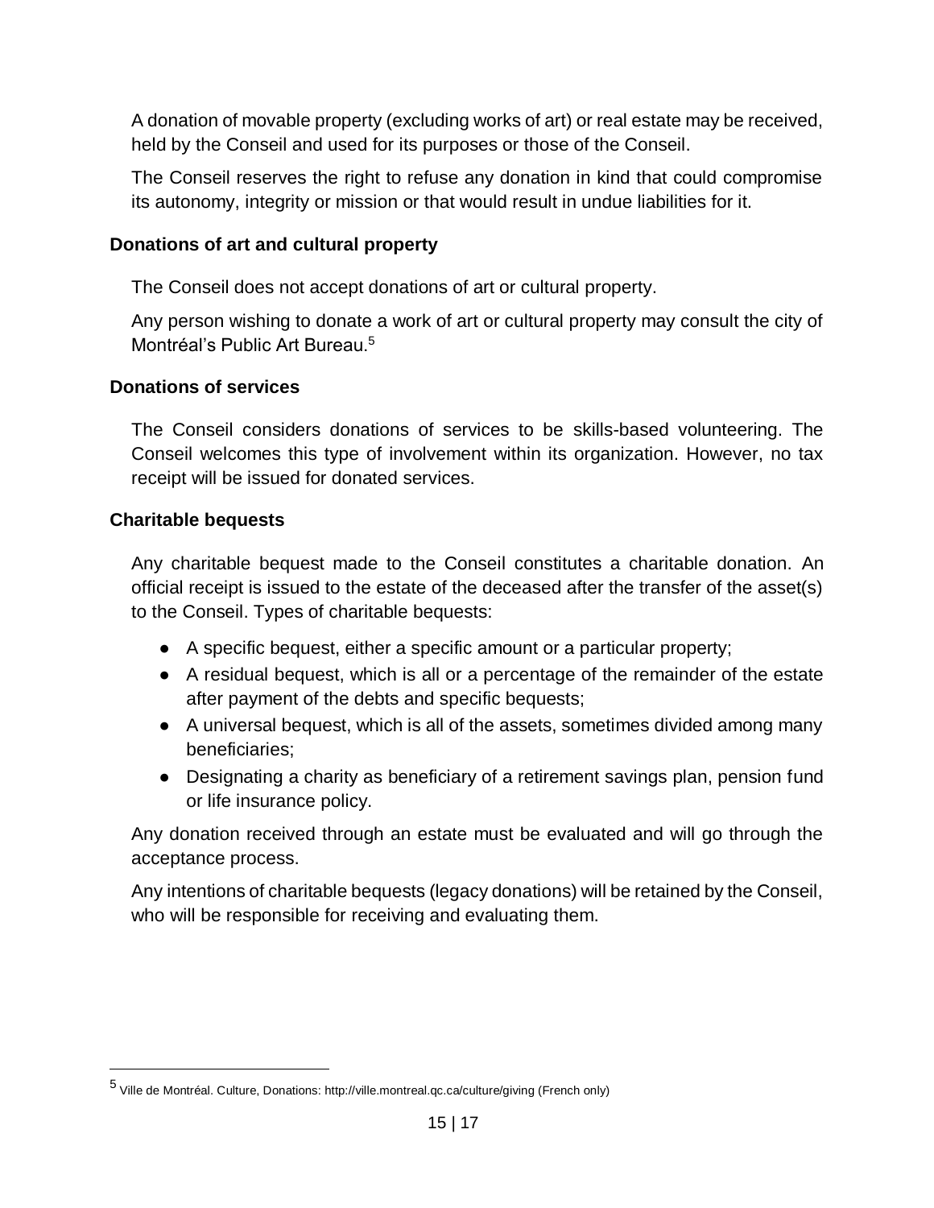A donation of movable property (excluding works of art) or real estate may be received, held by the Conseil and used for its purposes or those of the Conseil.

The Conseil reserves the right to refuse any donation in kind that could compromise its autonomy, integrity or mission or that would result in undue liabilities for it.

### Donations of art and cultural property

The Conseil does not accept donations of art or cultural property.

Any person wishing to donate a work of art or cultural property may consult the city of Montréal's Public Art Bureau.[5]

### Donations of services

The Conseil considers donations of services to be skills-based volunteering. The Conseil welcomes this type of involvement within its organization. However, no tax receipt will be issued for donated services.

### Charitable bequests

Any charitable bequest made to the Conseil constitutes a charitable donation. An official receipt is issued to the estate of the deceased after the transfer of the asset(s) to the Conseil. Types of charitable bequests:

- A specific bequest, either a specific amount or a particular property;
- A residual bequest, which is all or a percentage of the remainder of the estate after payment of the debts and specific bequests;
- A universal bequest, which is all of the assets, sometimes divided among many beneficiaries;
- Designating a charity as beneficiary of a retirement savings plan, pension fund or life insurance policy.

Any donation received through an estate must be evaluated and will go through the acceptance process.

Any intentions of charitable bequests (legacy donations) will be retained by the Conseil, who will be responsible for receiving and evaluating them.

---

[5] Ville de Montréal. Culture, Donations: http://ville.montreal.qc.ca/culture/giving (French only)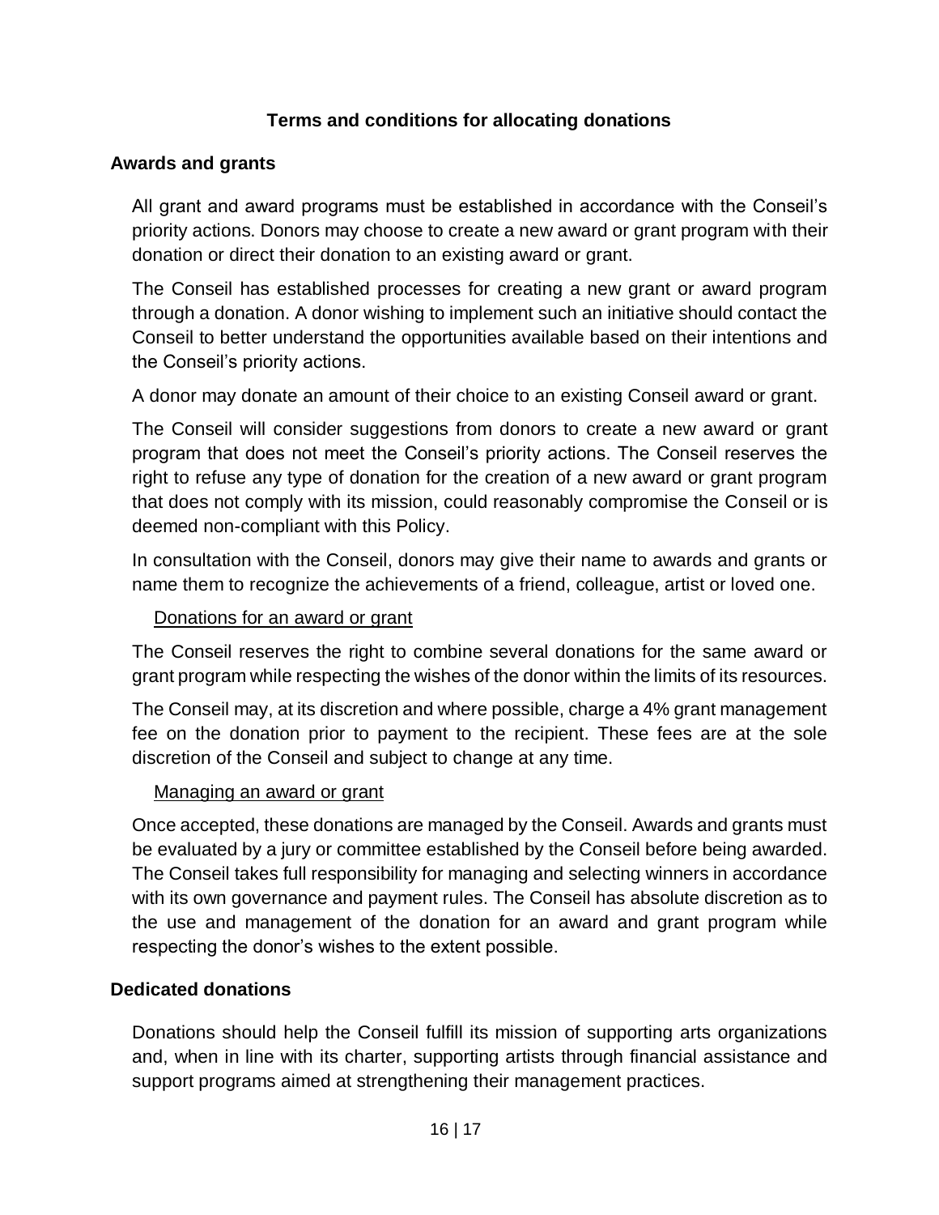## Terms and conditions for allocating donations

### Awards and grants

All grant and award programs must be established in accordance with the Conseil's priority actions. Donors may choose to create a new award or grant program with their donation or direct their donation to an existing award or grant.

The Conseil has established processes for creating a new grant or award program through a donation. A donor wishing to implement such an initiative should contact the Conseil to better understand the opportunities available based on their intentions and the Conseil's priority actions.

A donor may donate an amount of their choice to an existing Conseil award or grant.

The Conseil will consider suggestions from donors to create a new award or grant program that does not meet the Conseil's priority actions. The Conseil reserves the right to refuse any type of donation for the creation of a new award or grant program that does not comply with its mission, could reasonably compromise the Conseil or is deemed non-compliant with this Policy.

In consultation with the Conseil, donors may give their name to awards and grants or name them to recognize the achievements of a friend, colleague, artist or loved one.

#### Donations for an award or grant

The Conseil reserves the right to combine several donations for the same award or grant program while respecting the wishes of the donor within the limits of its resources.

The Conseil may, at its discretion and where possible, charge a 4% grant management fee on the donation prior to payment to the recipient. These fees are at the sole discretion of the Conseil and subject to change at any time.

#### Managing an award or grant

Once accepted, these donations are managed by the Conseil. Awards and grants must be evaluated by a jury or committee established by the Conseil before being awarded. The Conseil takes full responsibility for managing and selecting winners in accordance with its own governance and payment rules. The Conseil has absolute discretion as to the use and management of the donation for an award and grant program while respecting the donor's wishes to the extent possible.

### Dedicated donations

Donations should help the Conseil fulfill its mission of supporting arts organizations and, when in line with its charter, supporting artists through financial assistance and support programs aimed at strengthening their management practices.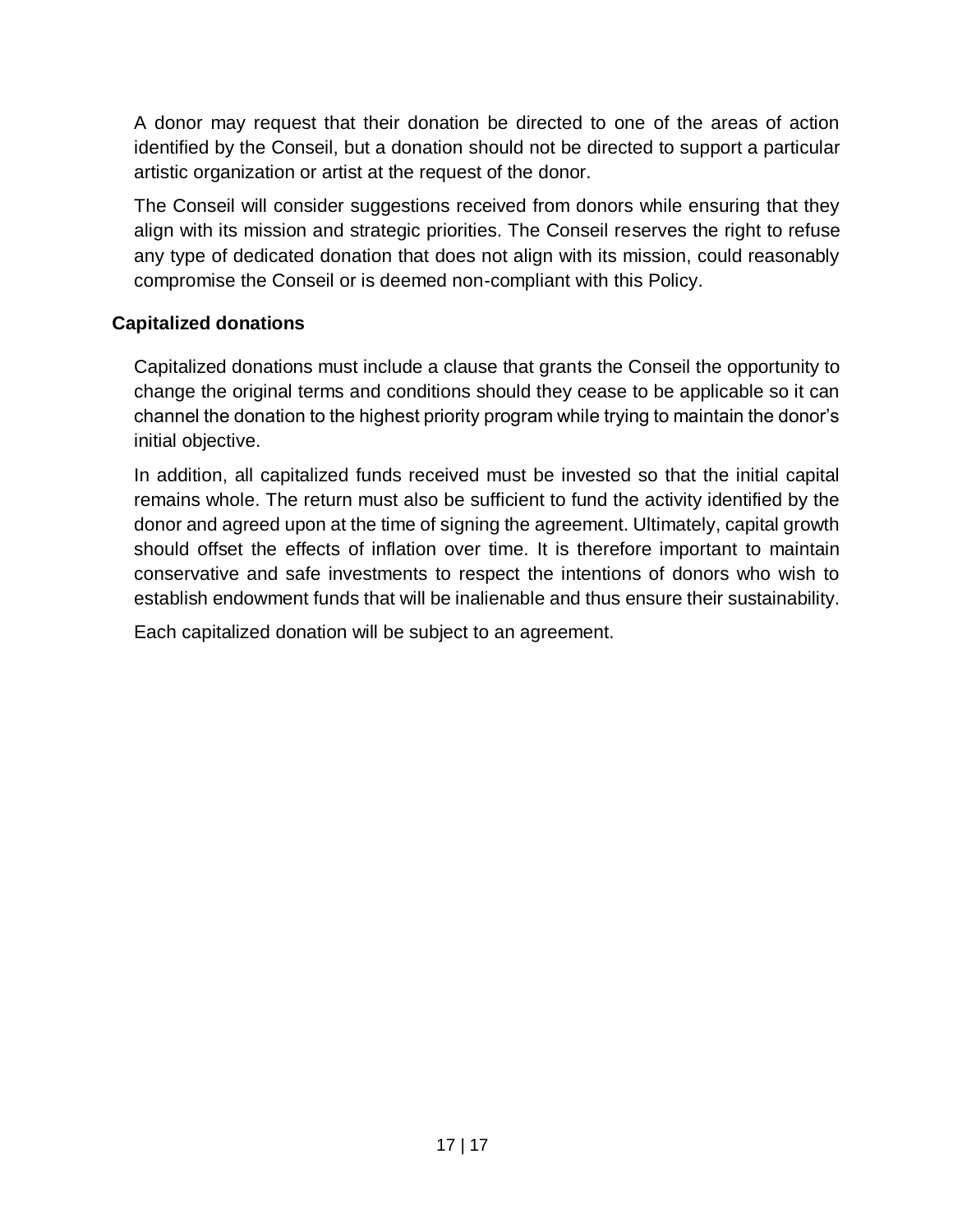A donor may request that their donation be directed to one of the areas of action identified by the Conseil, but a donation should not be directed to support a particular artistic organization or artist at the request of the donor.

The Conseil will consider suggestions received from donors while ensuring that they align with its mission and strategic priorities. The Conseil reserves the right to refuse any type of dedicated donation that does not align with its mission, could reasonably compromise the Conseil or is deemed non-compliant with this Policy.

### Capitalized donations

Capitalized donations must include a clause that grants the Conseil the opportunity to change the original terms and conditions should they cease to be applicable so it can channel the donation to the highest priority program while trying to maintain the donor's initial objective.

In addition, all capitalized funds received must be invested so that the initial capital remains whole. The return must also be sufficient to fund the activity identified by the donor and agreed upon at the time of signing the agreement. Ultimately, capital growth should offset the effects of inflation over time. It is therefore important to maintain conservative and safe investments to respect the intentions of donors who wish to establish endowment funds that will be inalienable and thus ensure their sustainability.

Each capitalized donation will be subject to an agreement.